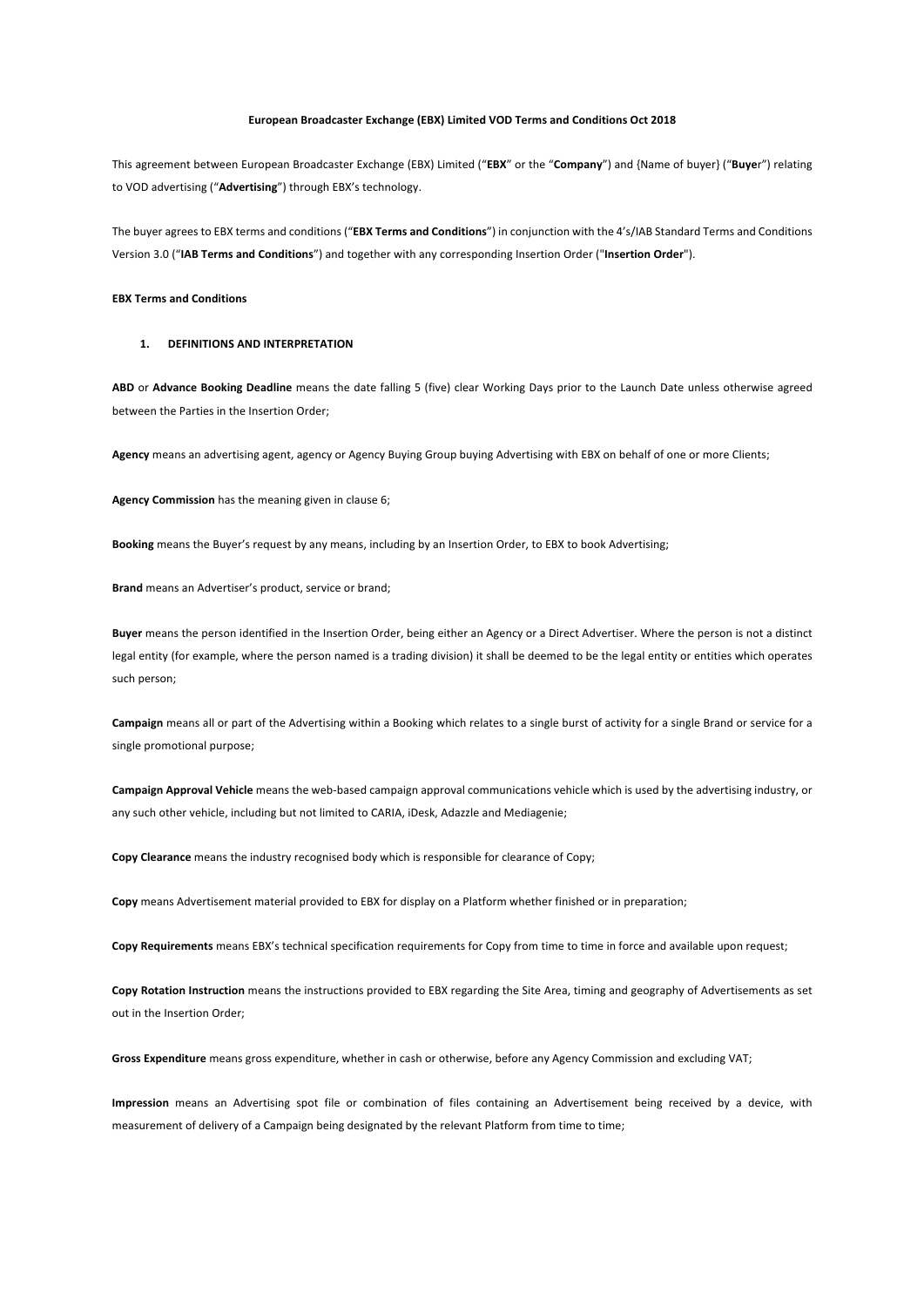**European Broadcaster Exchange (EBX) Limited VOD Terms and Conditions Oct 2018**

This agreement between European Broadcaster Exchange (EBX) Limited ("**EBX**" or the "**Company**") and {Name of buyer} ("**Buyer**") relating to VOD advertising ("**Advertising**") through EBX's technology.

The buyer agrees to EBX terms and conditions ("**EBX Terms and Conditions**") in conjunction with the 4's/IAB Standard Terms and Conditions Version 3.0 ("**IAB Terms and Conditions**") and together with any corresponding Insertion Order ("**Insertion Order**").

**EBX Terms and Conditions**

**1. DEFINITIONS AND INTERPRETATION**

**ABD** or **Advance Booking Deadline** means the date falling 5 (five) clear Working Days prior to the Launch Date unless otherwise agreed between the Parties in the Insertion Order;

**Agency** means an advertising agent, agency or Agency Buying Group buying Advertising with EBX on behalf of one or more Clients;

**Agency Commission** has the meaning given in clause 6;

**Booking** means the Buyer's request by any means, including by an Insertion Order, to EBX to book Advertising;

**Brand** means an Advertiser's product, service or brand;

**Buyer** means the person identified in the Insertion Order, being either an Agency or a Direct Advertiser. Where the person is not a distinct legal entity (for example, where the person named is a trading division) it shall be deemed to be the legal entity or entities which operates such person;

**Campaign** means all or part of the Advertising within a Booking which relates to a single burst of activity for a single Brand or service for a single promotional purpose;

**Campaign Approval Vehicle** means the web-based campaign approval communications vehicle which is used by the advertising industry, or any such other vehicle, including but not limited to CARIA, iDesk, Adazzle and Mediagenie;

**Copy Clearance** means the industry recognised body which is responsible for clearance of Copy;

**Copy** means Advertisement material provided to EBX for display on a Platform whether finished or in preparation;

**Copy Requirements** means EBX's technical specification requirements for Copy from time to time in force and available upon request;

**Copy Rotation Instruction** means the instructions provided to EBX regarding the Site Area, timing and geography of Advertisements as set out in the Insertion Order;

**Gross Expenditure** means gross expenditure, whether in cash or otherwise, before any Agency Commission and excluding VAT;

**Impression** means an Advertising spot file or combination of files containing an Advertisement being received by a device, with measurement of delivery of a Campaign being designated by the relevant Platform from time to time;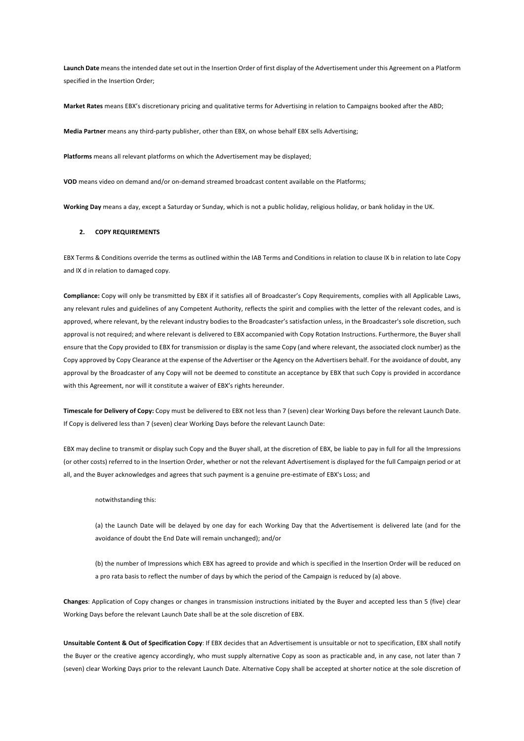**Launch Date** means the intended date set out in the Insertion Order of first display of the Advertisement under this Agreement on a Platform specified in the Insertion Order;

**Market Rates** means EBX's discretionary pricing and qualitative terms for Advertising in relation to Campaigns booked after the ABD;

**Media Partner** means any third-party publisher, other than EBX, on whose behalf EBX sells Advertising;

**Platforms** means all relevant platforms on which the Advertisement may be displayed;

**VOD** means video on demand and/or on-demand streamed broadcast content available on the Platforms;

**Working Day** means a day, except a Saturday or Sunday, which is not a public holiday, religious holiday, or bank holiday in the UK.

## 2. COPY REQUIREMENTS

EBX Terms & Conditions override the terms as outlined within the IAB Terms and Conditions in relation to clause IX b in relation to late Copy and IX d in relation to damaged copy.

**Compliance:** Copy will only be transmitted by EBX if it satisfies all of Broadcaster's Copy Requirements, complies with all Applicable Laws, any relevant rules and guidelines of any Competent Authority, reflects the spirit and complies with the letter of the relevant codes, and is approved, where relevant, by the relevant industry bodies to the Broadcaster's satisfaction unless, in the Broadcaster's sole discretion, such approval is not required; and where relevant is delivered to EBX accompanied with Copy Rotation Instructions. Furthermore, the Buyer shall ensure that the Copy provided to EBX for transmission or display is the same Copy (and where relevant, the associated clock number) as the Copy approved by Copy Clearance at the expense of the Advertiser or the Agency on the Advertisers behalf. For the avoidance of doubt, any approval by the Broadcaster of any Copy will not be deemed to constitute an acceptance by EBX that such Copy is provided in accordance with this Agreement, nor will it constitute a waiver of EBX's rights hereunder.

**Timescale for Delivery of Copy:** Copy must be delivered to EBX not less than 7 (seven) clear Working Days before the relevant Launch Date. If Copy is delivered less than 7 (seven) clear Working Days before the relevant Launch Date:

EBX may decline to transmit or display such Copy and the Buyer shall, at the discretion of EBX, be liable to pay in full for all the Impressions (or other costs) referred to in the Insertion Order, whether or not the relevant Advertisement is displayed for the full Campaign period or at all, and the Buyer acknowledges and agrees that such payment is a genuine pre-estimate of EBX's Loss; and

notwithstanding this:

(a) the Launch Date will be delayed by one day for each Working Day that the Advertisement is delivered late (and for the avoidance of doubt the End Date will remain unchanged); and/or

(b) the number of Impressions which EBX has agreed to provide and which is specified in the Insertion Order will be reduced on a pro rata basis to reflect the number of days by which the period of the Campaign is reduced by (a) above.

**Changes**: Application of Copy changes or changes in transmission instructions initiated by the Buyer and accepted less than 5 (five) clear Working Days before the relevant Launch Date shall be at the sole discretion of EBX.

**Unsuitable Content & Out of Specification Copy**: If EBX decides that an Advertisement is unsuitable or not to specification, EBX shall notify the Buyer or the creative agency accordingly, who must supply alternative Copy as soon as practicable and, in any case, not later than 7 (seven) clear Working Days prior to the relevant Launch Date. Alternative Copy shall be accepted at shorter notice at the sole discretion of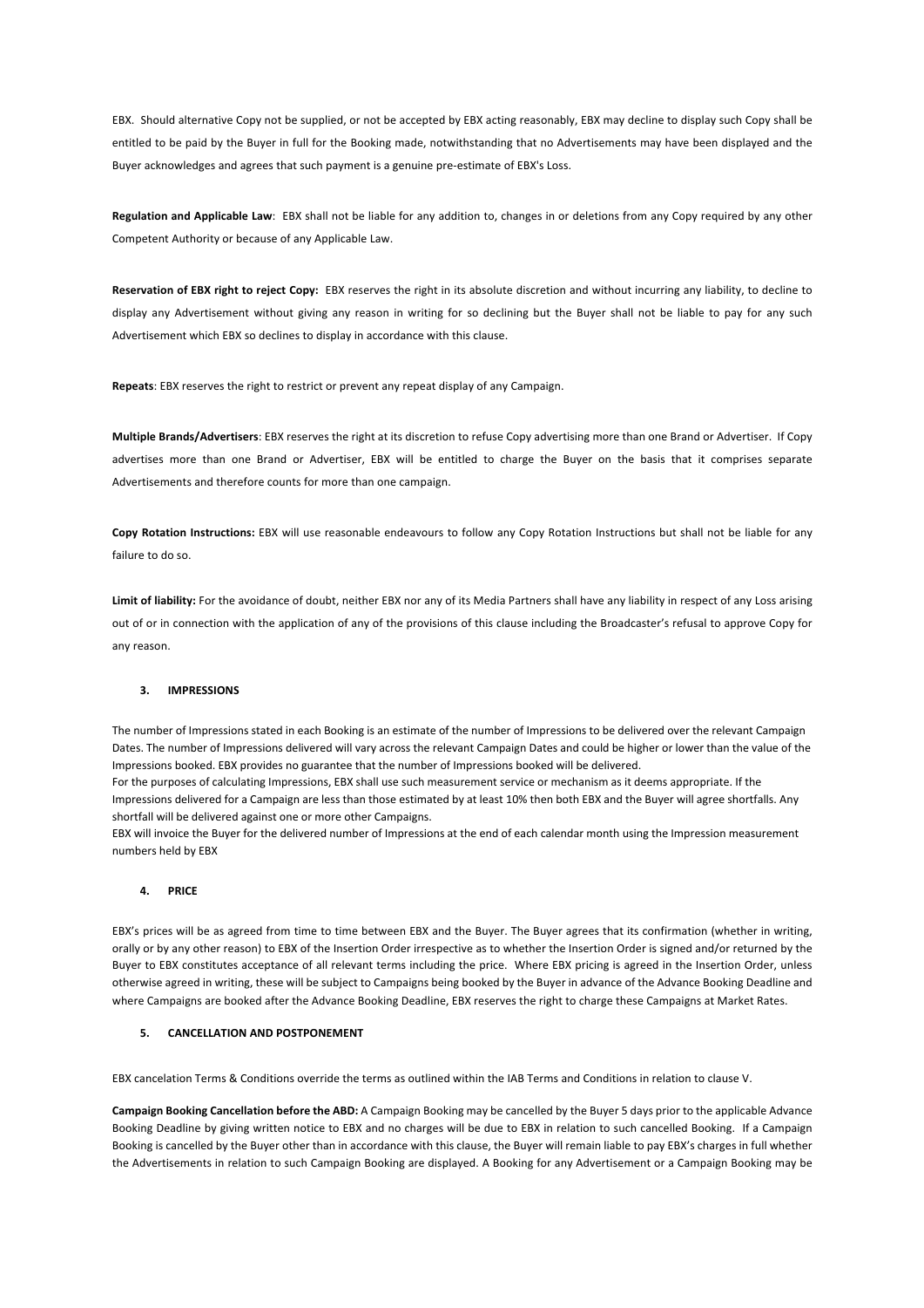EBX. Should alternative Copy not be supplied, or not be accepted by EBX acting reasonably, EBX may decline to display such Copy shall be entitled to be paid by the Buyer in full for the Booking made, notwithstanding that no Advertisements may have been displayed and the Buyer acknowledges and agrees that such payment is a genuine pre-estimate of EBX's Loss.

**Regulation and Applicable Law**: EBX shall not be liable for any addition to, changes in or deletions from any Copy required by any other Competent Authority or because of any Applicable Law.

**Reservation of EBX right to reject Copy:** EBX reserves the right in its absolute discretion and without incurring any liability, to decline to display any Advertisement without giving any reason in writing for so declining but the Buyer shall not be liable to pay for any such Advertisement which EBX so declines to display in accordance with this clause.

**Repeats**: EBX reserves the right to restrict or prevent any repeat display of any Campaign.

**Multiple Brands/Advertisers**: EBX reserves the right at its discretion to refuse Copy advertising more than one Brand or Advertiser. If Copy advertises more than one Brand or Advertiser, EBX will be entitled to charge the Buyer on the basis that it comprises separate Advertisements and therefore counts for more than one campaign.

**Copy Rotation Instructions:** EBX will use reasonable endeavours to follow any Copy Rotation Instructions but shall not be liable for any failure to do so.

**Limit of liability:** For the avoidance of doubt, neither EBX nor any of its Media Partners shall have any liability in respect of any Loss arising out of or in connection with the application of any of the provisions of this clause including the Broadcaster's refusal to approve Copy for any reason.

## 3. IMPRESSIONS

The number of Impressions stated in each Booking is an estimate of the number of Impressions to be delivered over the relevant Campaign Dates. The number of Impressions delivered will vary across the relevant Campaign Dates and could be higher or lower than the value of the Impressions booked. EBX provides no guarantee that the number of Impressions booked will be delivered.
For the purposes of calculating Impressions, EBX shall use such measurement service or mechanism as it deems appropriate. If the Impressions delivered for a Campaign are less than those estimated by at least 10% then both EBX and the Buyer will agree shortfalls. Any shortfall will be delivered against one or more other Campaigns.
EBX will invoice the Buyer for the delivered number of Impressions at the end of each calendar month using the Impression measurement numbers held by EBX

## 4. PRICE

EBX's prices will be as agreed from time to time between EBX and the Buyer. The Buyer agrees that its confirmation (whether in writing, orally or by any other reason) to EBX of the Insertion Order irrespective as to whether the Insertion Order is signed and/or returned by the Buyer to EBX constitutes acceptance of all relevant terms including the price. Where EBX pricing is agreed in the Insertion Order, unless otherwise agreed in writing, these will be subject to Campaigns being booked by the Buyer in advance of the Advance Booking Deadline and where Campaigns are booked after the Advance Booking Deadline, EBX reserves the right to charge these Campaigns at Market Rates.

## 5. CANCELLATION AND POSTPONEMENT

EBX cancelation Terms & Conditions override the terms as outlined within the IAB Terms and Conditions in relation to clause V.

**Campaign Booking Cancellation before the ABD:** A Campaign Booking may be cancelled by the Buyer 5 days prior to the applicable Advance Booking Deadline by giving written notice to EBX and no charges will be due to EBX in relation to such cancelled Booking. If a Campaign Booking is cancelled by the Buyer other than in accordance with this clause, the Buyer will remain liable to pay EBX's charges in full whether the Advertisements in relation to such Campaign Booking are displayed. A Booking for any Advertisement or a Campaign Booking may be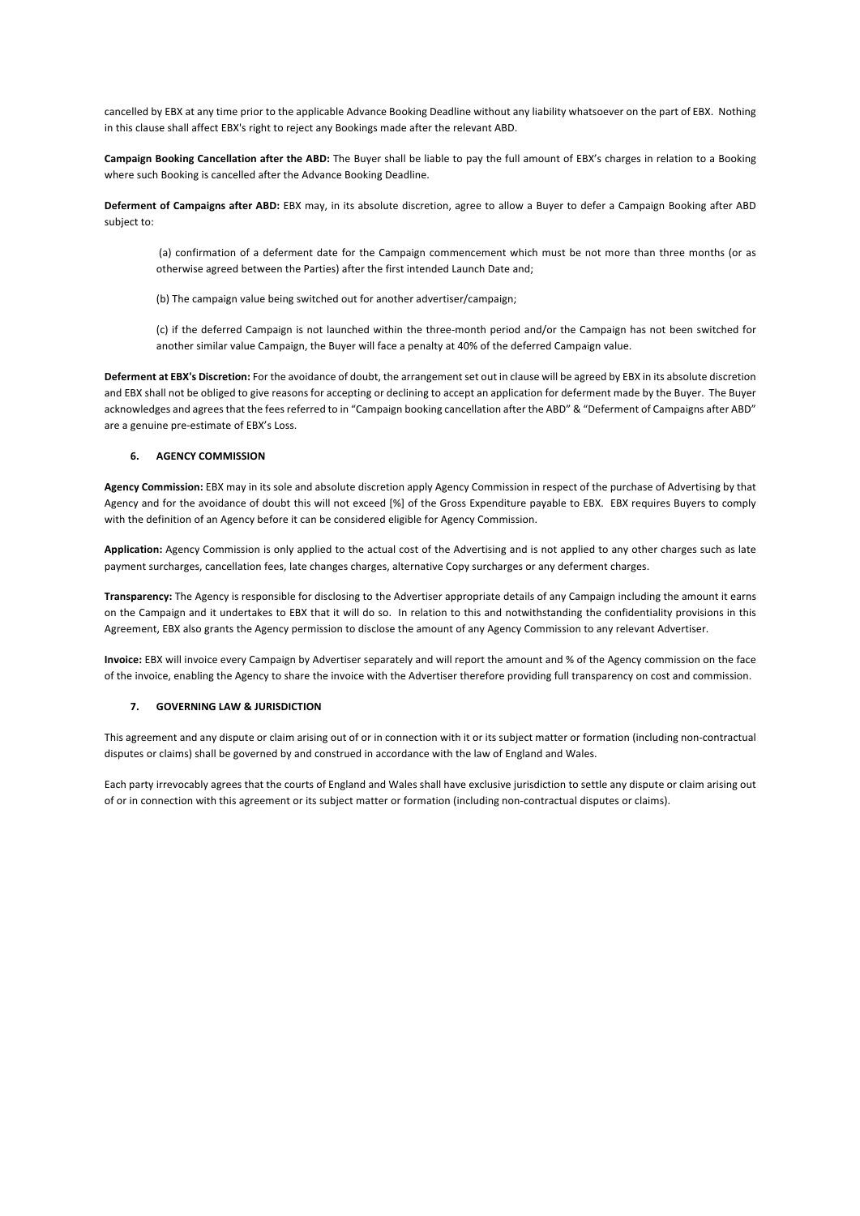cancelled by EBX at any time prior to the applicable Advance Booking Deadline without any liability whatsoever on the part of EBX. Nothing in this clause shall affect EBX's right to reject any Bookings made after the relevant ABD.

**Campaign Booking Cancellation after the ABD:** The Buyer shall be liable to pay the full amount of EBX's charges in relation to a Booking where such Booking is cancelled after the Advance Booking Deadline.

**Deferment of Campaigns after ABD:** EBX may, in its absolute discretion, agree to allow a Buyer to defer a Campaign Booking after ABD subject to:

(a) confirmation of a deferment date for the Campaign commencement which must be not more than three months (or as otherwise agreed between the Parties) after the first intended Launch Date and;

(b) The campaign value being switched out for another advertiser/campaign;

(c) if the deferred Campaign is not launched within the three-month period and/or the Campaign has not been switched for another similar value Campaign, the Buyer will face a penalty at 40% of the deferred Campaign value.

**Deferment at EBX's Discretion:** For the avoidance of doubt, the arrangement set out in clause will be agreed by EBX in its absolute discretion and EBX shall not be obliged to give reasons for accepting or declining to accept an application for deferment made by the Buyer. The Buyer acknowledges and agrees that the fees referred to in "Campaign booking cancellation after the ABD" & "Deferment of Campaigns after ABD" are a genuine pre-estimate of EBX's Loss.

### 6. AGENCY COMMISSION

**Agency Commission:** EBX may in its sole and absolute discretion apply Agency Commission in respect of the purchase of Advertising by that Agency and for the avoidance of doubt this will not exceed [%] of the Gross Expenditure payable to EBX. EBX requires Buyers to comply with the definition of an Agency before it can be considered eligible for Agency Commission.

**Application:** Agency Commission is only applied to the actual cost of the Advertising and is not applied to any other charges such as late payment surcharges, cancellation fees, late changes charges, alternative Copy surcharges or any deferment charges.

**Transparency:** The Agency is responsible for disclosing to the Advertiser appropriate details of any Campaign including the amount it earns on the Campaign and it undertakes to EBX that it will do so. In relation to this and notwithstanding the confidentiality provisions in this Agreement, EBX also grants the Agency permission to disclose the amount of any Agency Commission to any relevant Advertiser.

**Invoice:** EBX will invoice every Campaign by Advertiser separately and will report the amount and % of the Agency commission on the face of the invoice, enabling the Agency to share the invoice with the Advertiser therefore providing full transparency on cost and commission.

### 7. GOVERNING LAW & JURISDICTION

This agreement and any dispute or claim arising out of or in connection with it or its subject matter or formation (including non-contractual disputes or claims) shall be governed by and construed in accordance with the law of England and Wales.

Each party irrevocably agrees that the courts of England and Wales shall have exclusive jurisdiction to settle any dispute or claim arising out of or in connection with this agreement or its subject matter or formation (including non-contractual disputes or claims).